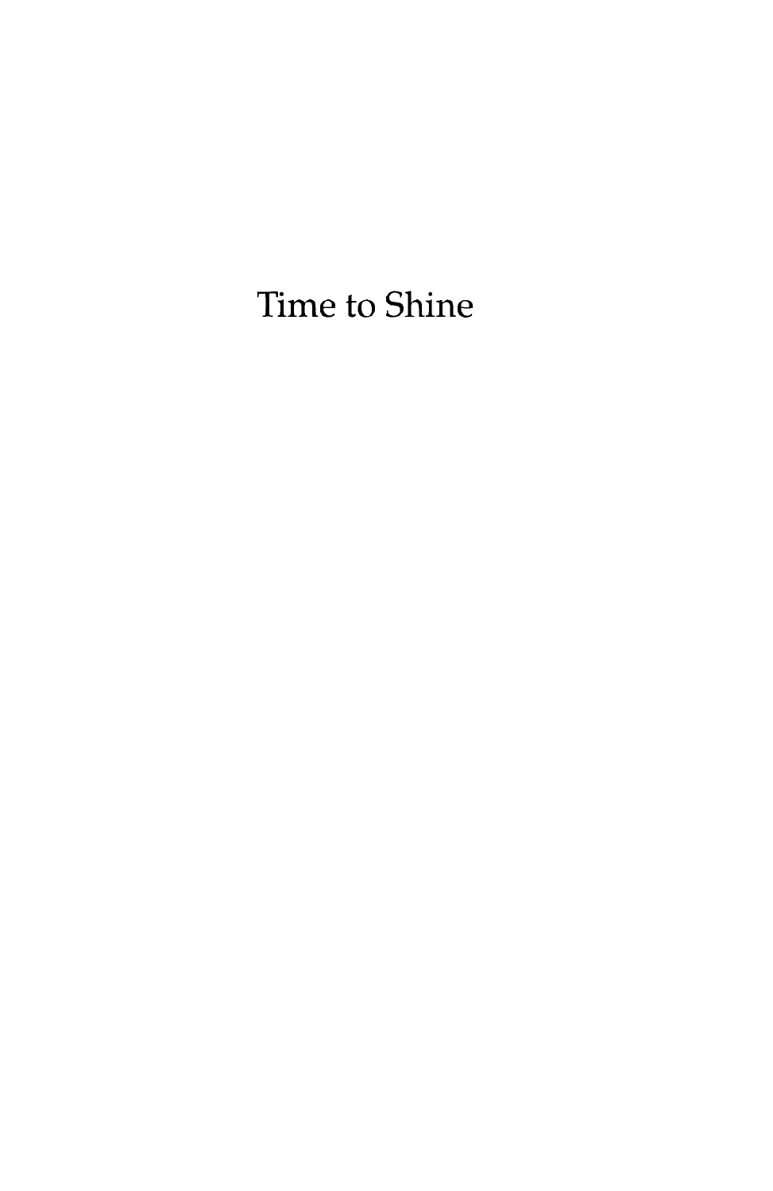# Time to Shine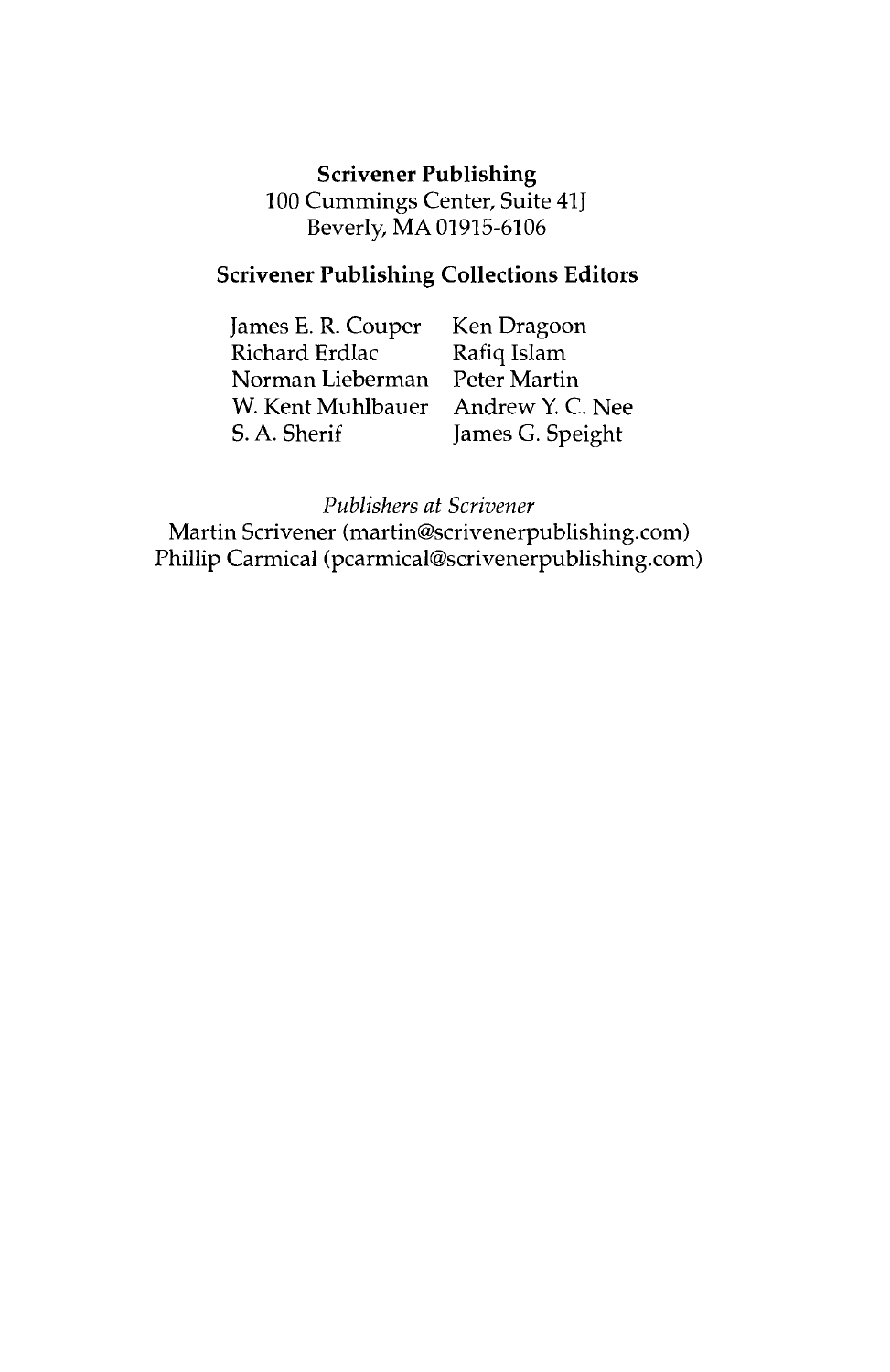**Scrivener Publishing**
100 Cummings Center, Suite 41J
Beverly, MA 01915-6106

**Scrivener Publishing Collections Editors**

| | |
|---|---|
| James E. R. Couper | Ken Dragoon |
| Richard Erdlac | Rafiq Islam |
| Norman Lieberman | Peter Martin |
| W. Kent Muhlbauer | Andrew Y. C. Nee |
| S. A. Sherif | James G. Speight |

*Publishers at Scrivener*
Martin Scrivener (martin@scrivenerpublishing.com)
Phillip Carmical (pcarmical@scrivenerpublishing.com)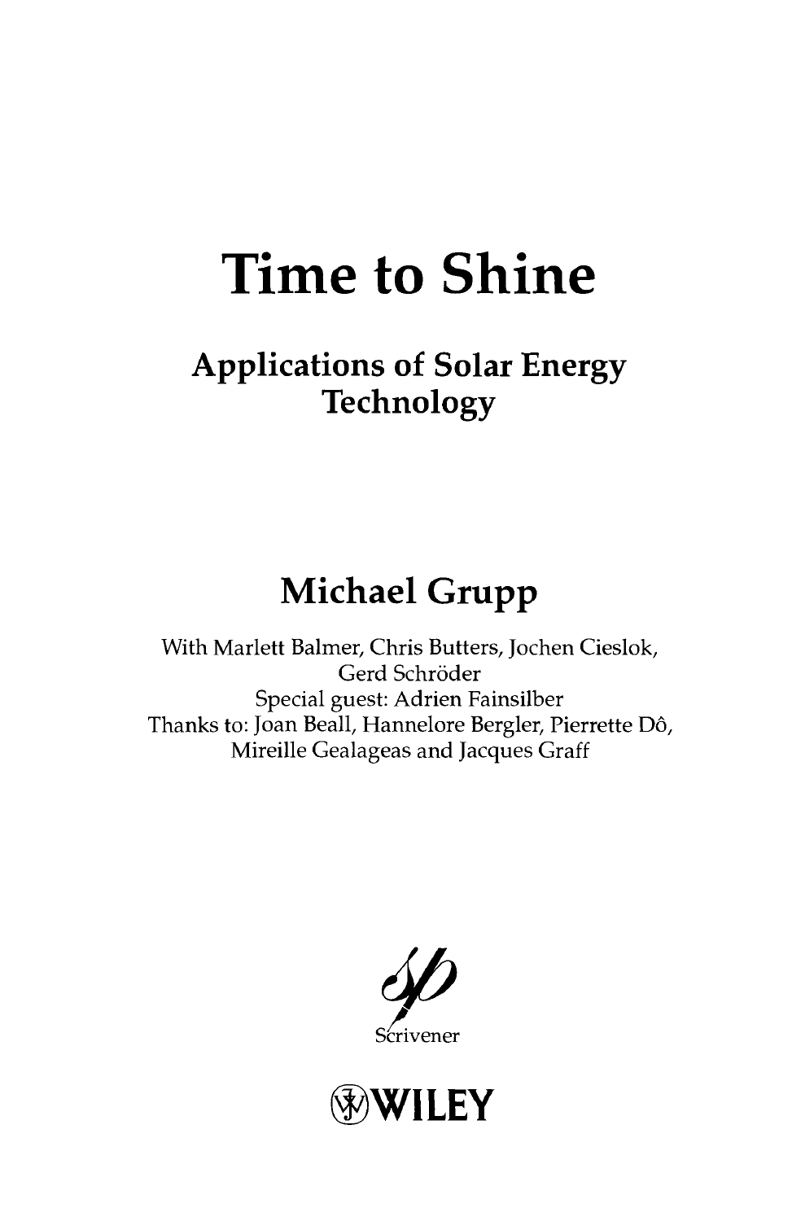# Time to Shine

## Applications of Solar Energy Technology

## Michael Grupp

With Marlett Balmer, Chris Butters, Jochen Cieslok, Gerd Schröder
Special guest: Adrien Fainsilber
Thanks to: Joan Beall, Hannelore Bergler, Pierrette Dô, Mireille Gealageas and Jacques Graff

Scrivener

WILEY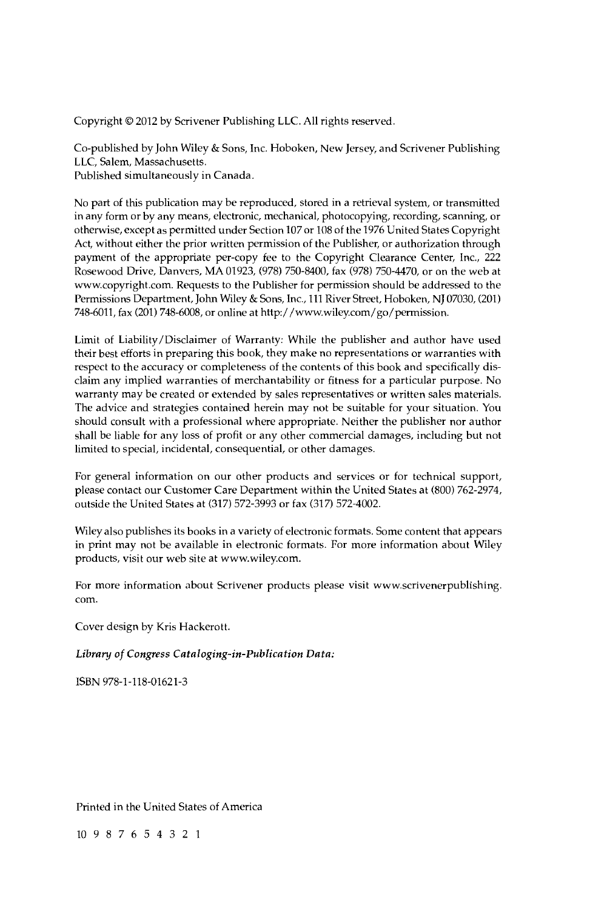Copyright © 2012 by Scrivener Publishing LLC. All rights reserved.

Co-published by John Wiley & Sons, Inc. Hoboken, New Jersey, and Scrivener Publishing LLC, Salem, Massachusetts.
Published simultaneously in Canada.

No part of this publication may be reproduced, stored in a retrieval system, or transmitted in any form or by any means, electronic, mechanical, photocopying, recording, scanning, or otherwise, except as permitted under Section 107 or 108 of the 1976 United States Copyright Act, without either the prior written permission of the Publisher, or authorization through payment of the appropriate per-copy fee to the Copyright Clearance Center, Inc., 222 Rosewood Drive, Danvers, MA 01923, (978) 750-8400, fax (978) 750-4470, or on the web at www.copyright.com. Requests to the Publisher for permission should be addressed to the Permissions Department, John Wiley & Sons, Inc., 111 River Street, Hoboken, NJ 07030, (201) 748-6011, fax (201) 748-6008, or online at http://www.wiley.com/go/permission.

Limit of Liability/Disclaimer of Warranty: While the publisher and author have used their best efforts in preparing this book, they make no representations or warranties with respect to the accuracy or completeness of the contents of this book and specifically disclaim any implied warranties of merchantability or fitness for a particular purpose. No warranty may be created or extended by sales representatives or written sales materials. The advice and strategies contained herein may not be suitable for your situation. You should consult with a professional where appropriate. Neither the publisher nor author shall be liable for any loss of profit or any other commercial damages, including but not limited to special, incidental, consequential, or other damages.

For general information on our other products and services or for technical support, please contact our Customer Care Department within the United States at (800) 762-2974, outside the United States at (317) 572-3993 or fax (317) 572-4002.

Wiley also publishes its books in a variety of electronic formats. Some content that appears in print may not be available in electronic formats. For more information about Wiley products, visit our web site at www.wiley.com.

For more information about Scrivener products please visit www.scrivenerpublishing.com.

Cover design by Kris Hackerott.

***Library of Congress Cataloging-in-Publication Data:***

ISBN 978-1-118-01621-3

Printed in the United States of America

10 9 8 7 6 5 4 3 2 1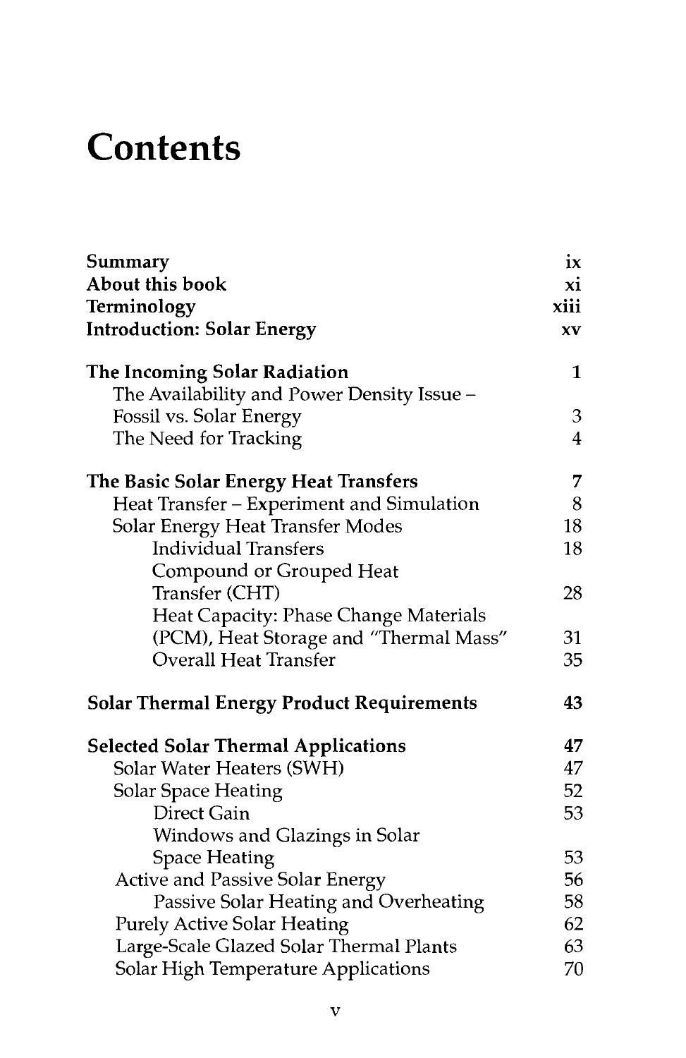# Contents

| | |
|---|---|
| **Summary** | ix |
| **About this book** | xi |
| **Terminology** | xiii |
| **Introduction: Solar Energy** | xv |
| | |
| **The Incoming Solar Radiation** | 1 |
| The Availability and Power Density Issue – Fossil vs. Solar Energy | 3 |
| The Need for Tracking | 4 |
| | |
| **The Basic Solar Energy Heat Transfers** | 7 |
| Heat Transfer – Experiment and Simulation | 8 |
| Solar Energy Heat Transfer Modes | 18 |
| Individual Transfers | 18 |
| Compound or Grouped Heat Transfer (CHT) | 28 |
| Heat Capacity: Phase Change Materials (PCM), Heat Storage and "Thermal Mass" | 31 |
| Overall Heat Transfer | 35 |
| | |
| **Solar Thermal Energy Product Requirements** | 43 |
| | |
| **Selected Solar Thermal Applications** | 47 |
| Solar Water Heaters (SWH) | 47 |
| Solar Space Heating | 52 |
| Direct Gain | 53 |
| Windows and Glazings in Solar Space Heating | 53 |
| Active and Passive Solar Energy | 56 |
| Passive Solar Heating and Overheating | 58 |
| Purely Active Solar Heating | 62 |
| Large-Scale Glazed Solar Thermal Plants | 63 |
| Solar High Temperature Applications | 70 |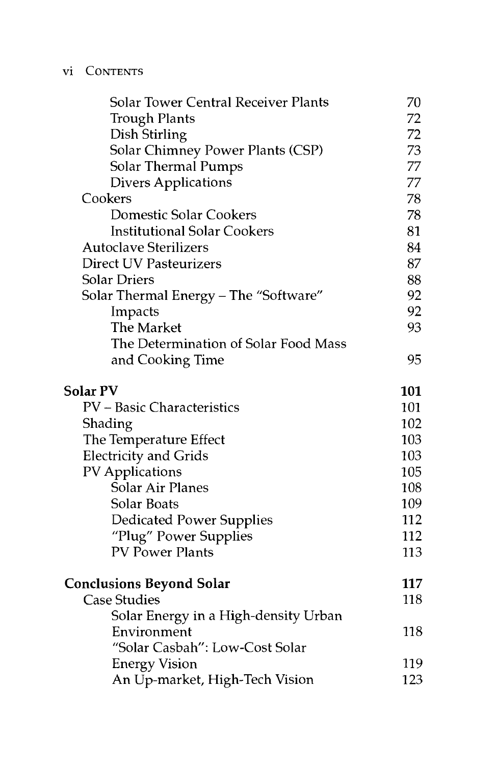| | |
|---|---|
| Solar Tower Central Receiver Plants | 70 |
| Trough Plants | 72 |
| Dish Stirling | 72 |
| Solar Chimney Power Plants (CSP) | 73 |
| Solar Thermal Pumps | 77 |
| Divers Applications | 77 |
| Cookers | 78 |
| Domestic Solar Cookers | 78 |
| Institutional Solar Cookers | 81 |
| Autoclave Sterilizers | 84 |
| Direct UV Pasteurizers | 87 |
| Solar Driers | 88 |
| Solar Thermal Energy – The "Software" | 92 |
| Impacts | 92 |
| The Market | 93 |
| The Determination of Solar Food Mass and Cooking Time | 95 |
| **Solar PV** | **101** |
| PV – Basic Characteristics | 101 |
| Shading | 102 |
| The Temperature Effect | 103 |
| Electricity and Grids | 103 |
| PV Applications | 105 |
| Solar Air Planes | 108 |
| Solar Boats | 109 |
| Dedicated Power Supplies | 112 |
| "Plug" Power Supplies | 112 |
| PV Power Plants | 113 |
| **Conclusions Beyond Solar** | **117** |
| Case Studies | 118 |
| Solar Energy in a High-density Urban Environment | 118 |
| "Solar Casbah": Low-Cost Solar Energy Vision | 119 |
| An Up-market, High-Tech Vision | 123 |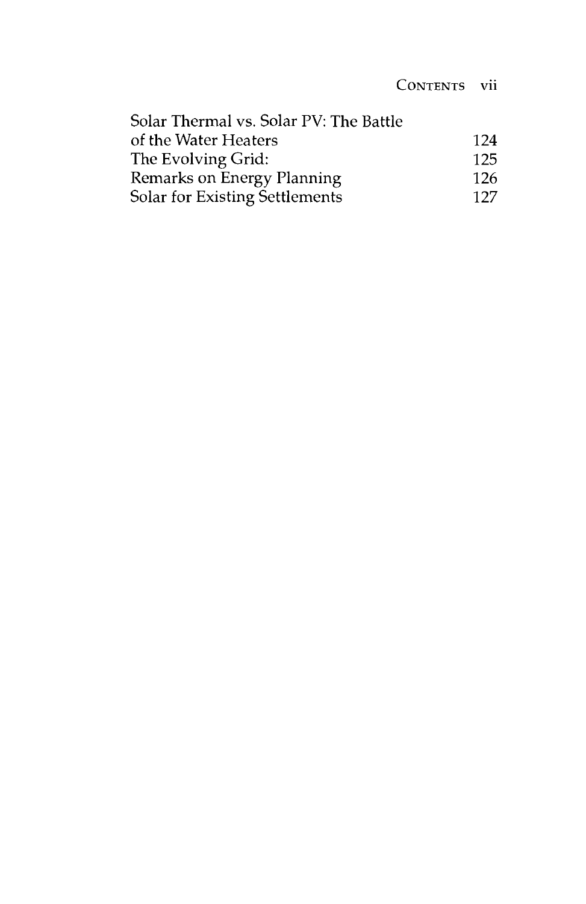| | |
|---|---|
| Solar Thermal vs. Solar PV: The Battle of the Water Heaters | 124 |
| The Evolving Grid: | 125 |
| Remarks on Energy Planning | 126 |
| Solar for Existing Settlements | 127 |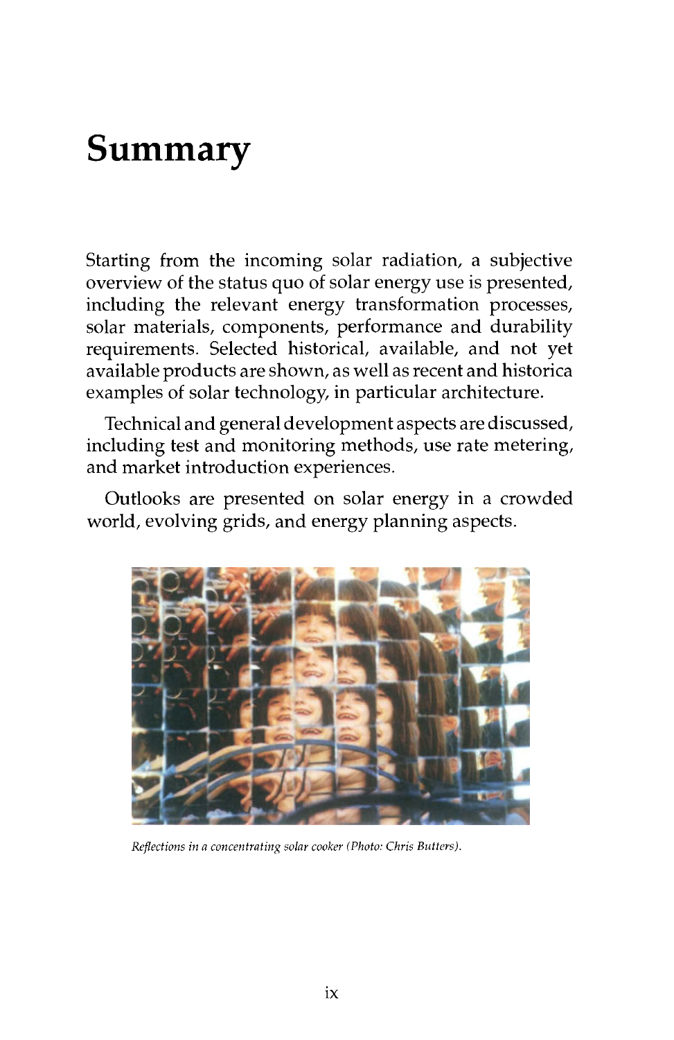# Summary

Starting from the incoming solar radiation, a subjective overview of the status quo of solar energy use is presented, including the relevant energy transformation processes, solar materials, components, performance and durability requirements. Selected historical, available, and not yet available products are shown, as well as recent and historica examples of solar technology, in particular architecture.

Technical and general development aspects are discussed, including test and monitoring methods, use rate metering, and market introduction experiences.

Outlooks are presented on solar energy in a crowded world, evolving grids, and energy planning aspects.

*Reflections in a concentrating solar cooker (Photo: Chris Butters).*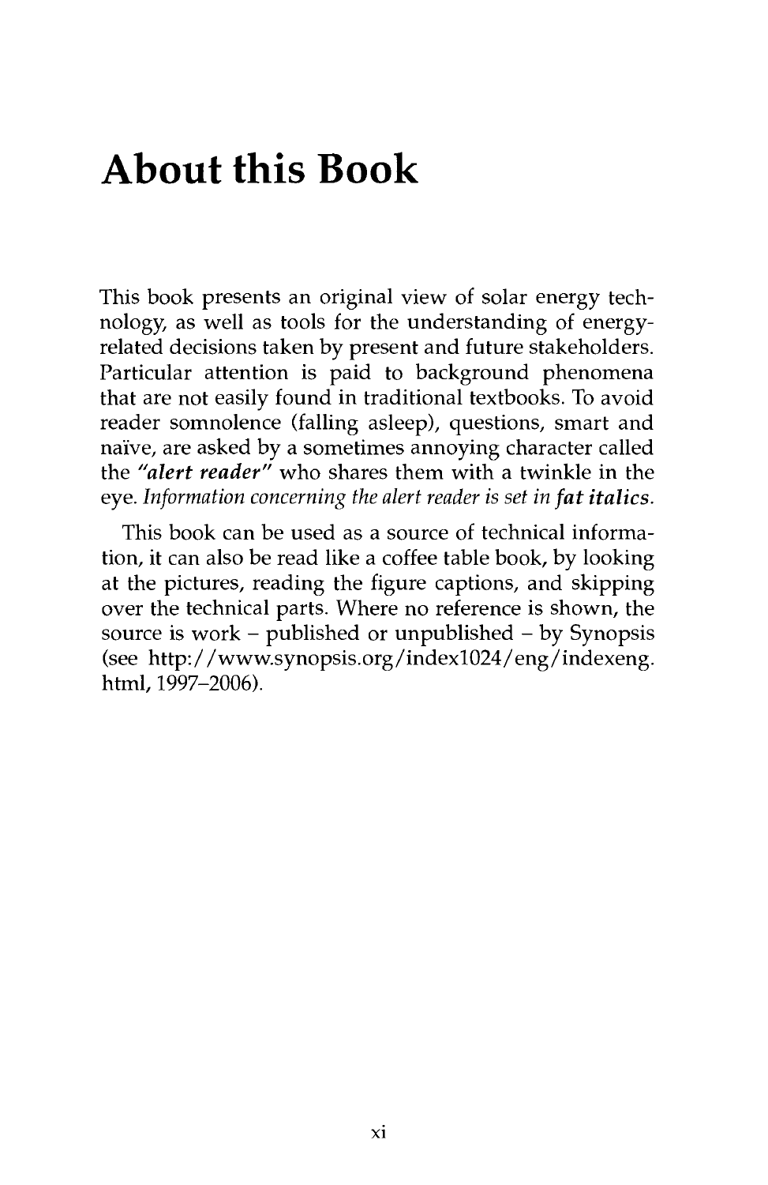# About this Book

This book presents an original view of solar energy technology, as well as tools for the understanding of energy-related decisions taken by present and future stakeholders. Particular attention is paid to background phenomena that are not easily found in traditional textbooks. To avoid reader somnolence (falling asleep), questions, smart and naïve, are asked by a sometimes annoying character called the ***"alert reader"*** who shares them with a twinkle in the eye. *Information concerning the alert reader is set in **fat italics**.*

This book can be used as a source of technical information, it can also be read like a coffee table book, by looking at the pictures, reading the figure captions, and skipping over the technical parts. Where no reference is shown, the source is work – published or unpublished – by Synopsis (see http://www.synopsis.org/index1024/eng/indexeng.html, 1997–2006).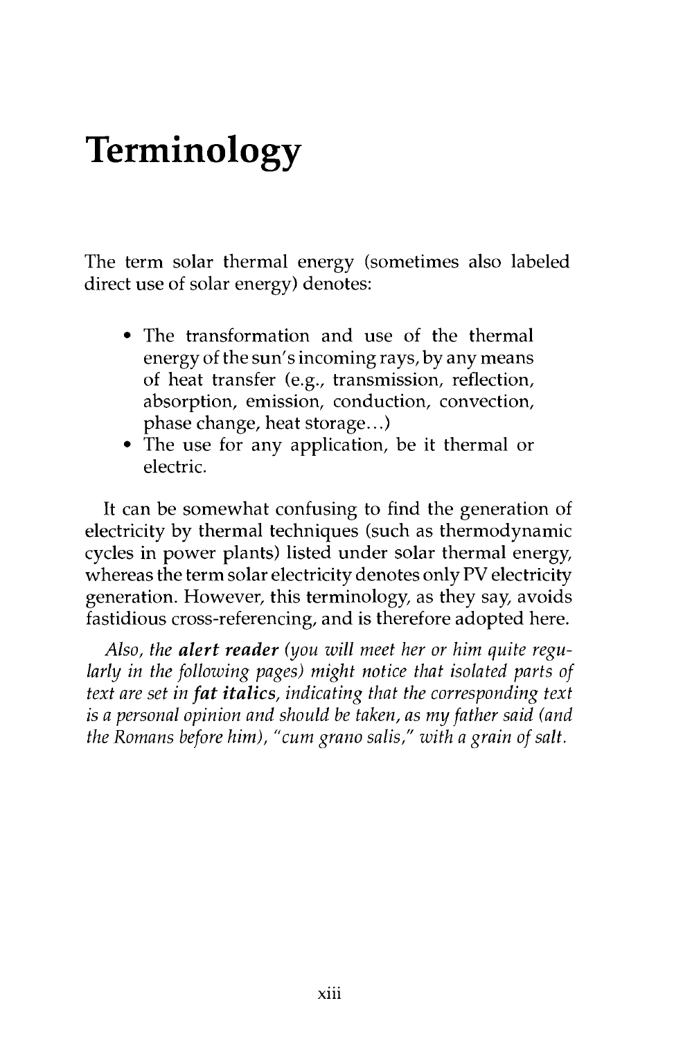# Terminology

The term solar thermal energy (sometimes also labeled direct use of solar energy) denotes:

- The transformation and use of the thermal energy of the sun's incoming rays, by any means of heat transfer (e.g., transmission, reflection, absorption, emission, conduction, convection, phase change, heat storage...)
- The use for any application, be it thermal or electric.

It can be somewhat confusing to find the generation of electricity by thermal techniques (such as thermodynamic cycles in power plants) listed under solar thermal energy, whereas the term solar electricity denotes only PV electricity generation. However, this terminology, as they say, avoids fastidious cross-referencing, and is therefore adopted here.

*Also, the* ***alert reader*** *(you will meet her or him quite regularly in the following pages) might notice that isolated parts of text are set in* ***fat italics****, indicating that the corresponding text is a personal opinion and should be taken, as my father said (and the Romans before him), "cum grano salis," with a grain of salt.*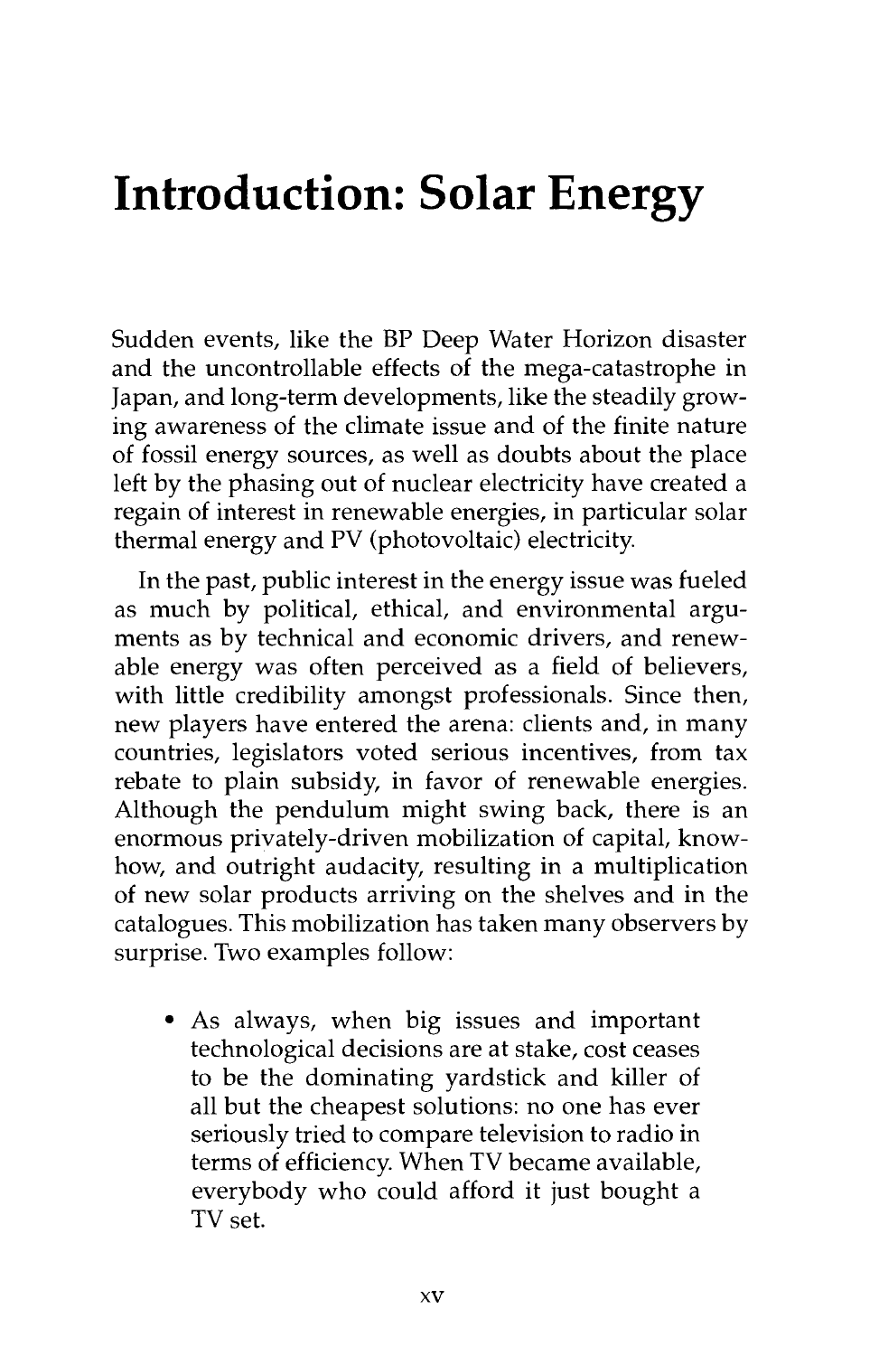# Introduction: Solar Energy

Sudden events, like the BP Deep Water Horizon disaster and the uncontrollable effects of the mega-catastrophe in Japan, and long-term developments, like the steadily growing awareness of the climate issue and of the finite nature of fossil energy sources, as well as doubts about the place left by the phasing out of nuclear electricity have created a regain of interest in renewable energies, in particular solar thermal energy and PV (photovoltaic) electricity.

In the past, public interest in the energy issue was fueled as much by political, ethical, and environmental arguments as by technical and economic drivers, and renewable energy was often perceived as a field of believers, with little credibility amongst professionals. Since then, new players have entered the arena: clients and, in many countries, legislators voted serious incentives, from tax rebate to plain subsidy, in favor of renewable energies. Although the pendulum might swing back, there is an enormous privately-driven mobilization of capital, know-how, and outright audacity, resulting in a multiplication of new solar products arriving on the shelves and in the catalogues. This mobilization has taken many observers by surprise. Two examples follow:

- As always, when big issues and important technological decisions are at stake, cost ceases to be the dominating yardstick and killer of all but the cheapest solutions: no one has ever seriously tried to compare television to radio in terms of efficiency. When TV became available, everybody who could afford it just bought a TV set.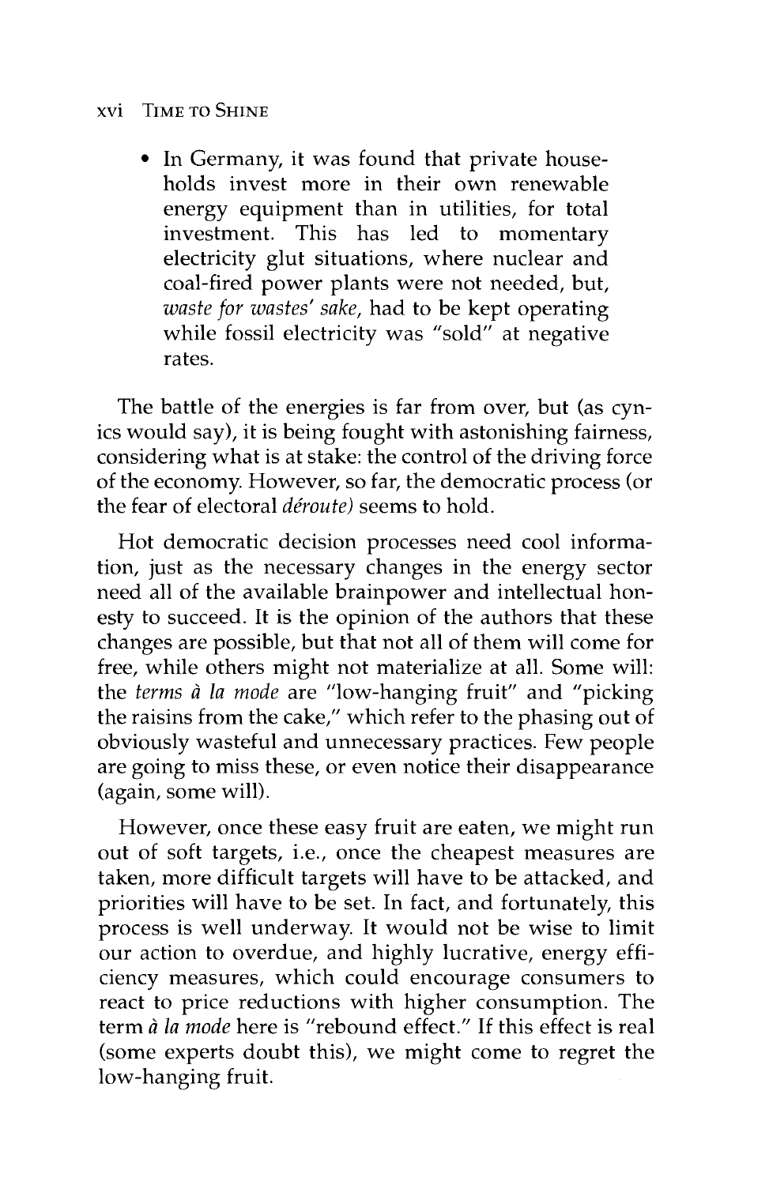- In Germany, it was found that private households invest more in their own renewable energy equipment than in utilities, for total investment. This has led to momentary electricity glut situations, where nuclear and coal-fired power plants were not needed, but, *waste for wastes' sake*, had to be kept operating while fossil electricity was "sold" at negative rates.

The battle of the energies is far from over, but (as cynics would say), it is being fought with astonishing fairness, considering what is at stake: the control of the driving force of the economy. However, so far, the democratic process (or the fear of electoral *déroute)* seems to hold.

Hot democratic decision processes need cool information, just as the necessary changes in the energy sector need all of the available brainpower and intellectual honesty to succeed. It is the opinion of the authors that these changes are possible, but that not all of them will come for free, while others might not materialize at all. Some will: the *terms à la mode* are "low-hanging fruit" and "picking the raisins from the cake," which refer to the phasing out of obviously wasteful and unnecessary practices. Few people are going to miss these, or even notice their disappearance (again, some will).

However, once these easy fruit are eaten, we might run out of soft targets, i.e., once the cheapest measures are taken, more difficult targets will have to be attacked, and priorities will have to be set. In fact, and fortunately, this process is well underway. It would not be wise to limit our action to overdue, and highly lucrative, energy efficiency measures, which could encourage consumers to react to price reductions with higher consumption. The term *à la mode* here is "rebound effect." If this effect is real (some experts doubt this), we might come to regret the low-hanging fruit.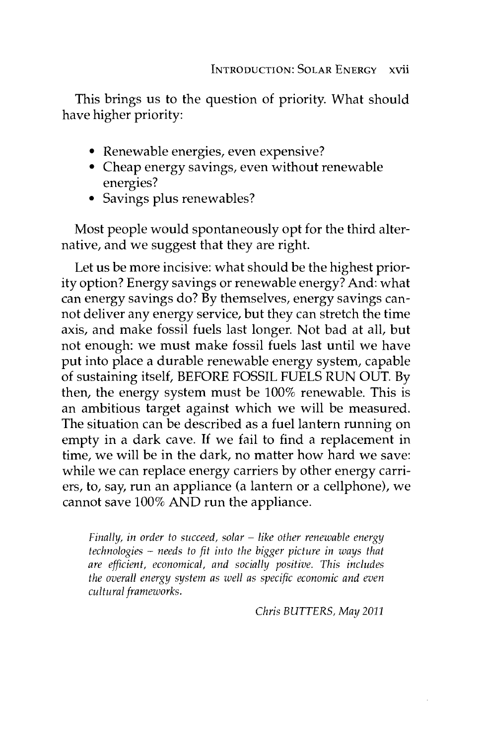This brings us to the question of priority. What should have higher priority:

- Renewable energies, even expensive?
- Cheap energy savings, even without renewable energies?
- Savings plus renewables?

Most people would spontaneously opt for the third alternative, and we suggest that they are right.

Let us be more incisive: what should be the highest priority option? Energy savings or renewable energy? And: what can energy savings do? By themselves, energy savings cannot deliver any energy service, but they can stretch the time axis, and make fossil fuels last longer. Not bad at all, but not enough: we must make fossil fuels last until we have put into place a durable renewable energy system, capable of sustaining itself, BEFORE FOSSIL FUELS RUN OUT. By then, the energy system must be 100% renewable. This is an ambitious target against which we will be measured. The situation can be described as a fuel lantern running on empty in a dark cave. If we fail to find a replacement in time, we will be in the dark, no matter how hard we save: while we can replace energy carriers by other energy carriers, to, say, run an appliance (a lantern or a cellphone), we cannot save 100% AND run the appliance.

> *Finally, in order to succeed, solar – like other renewable energy technologies – needs to fit into the bigger picture in ways that are efficient, economical, and socially positive. This includes the overall energy system as well as specific economic and even cultural frameworks.*
>
> *Chris BUTTERS, May 2011*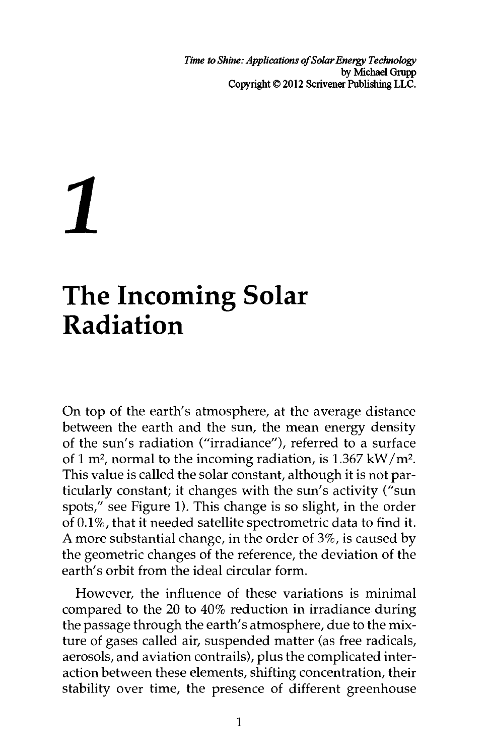# 1

# The Incoming Solar Radiation

On top of the earth's atmosphere, at the average distance between the earth and the sun, the mean energy density of the sun's radiation ("irradiance"), referred to a surface of 1 $m^2$, normal to the incoming radiation, is 1.367 $kW/m^2$. This value is called the solar constant, although it is not particularly constant; it changes with the sun's activity ("sun spots," see Figure 1). This change is so slight, in the order of 0.1%, that it needed satellite spectrometric data to find it. A more substantial change, in the order of 3%, is caused by the geometric changes of the reference, the deviation of the earth's orbit from the ideal circular form.

However, the influence of these variations is minimal compared to the 20 to 40% reduction in irradiance during the passage through the earth's atmosphere, due to the mixture of gases called air, suspended matter (as free radicals, aerosols, and aviation contrails), plus the complicated interaction between these elements, shifting concentration, their stability over time, the presence of different greenhouse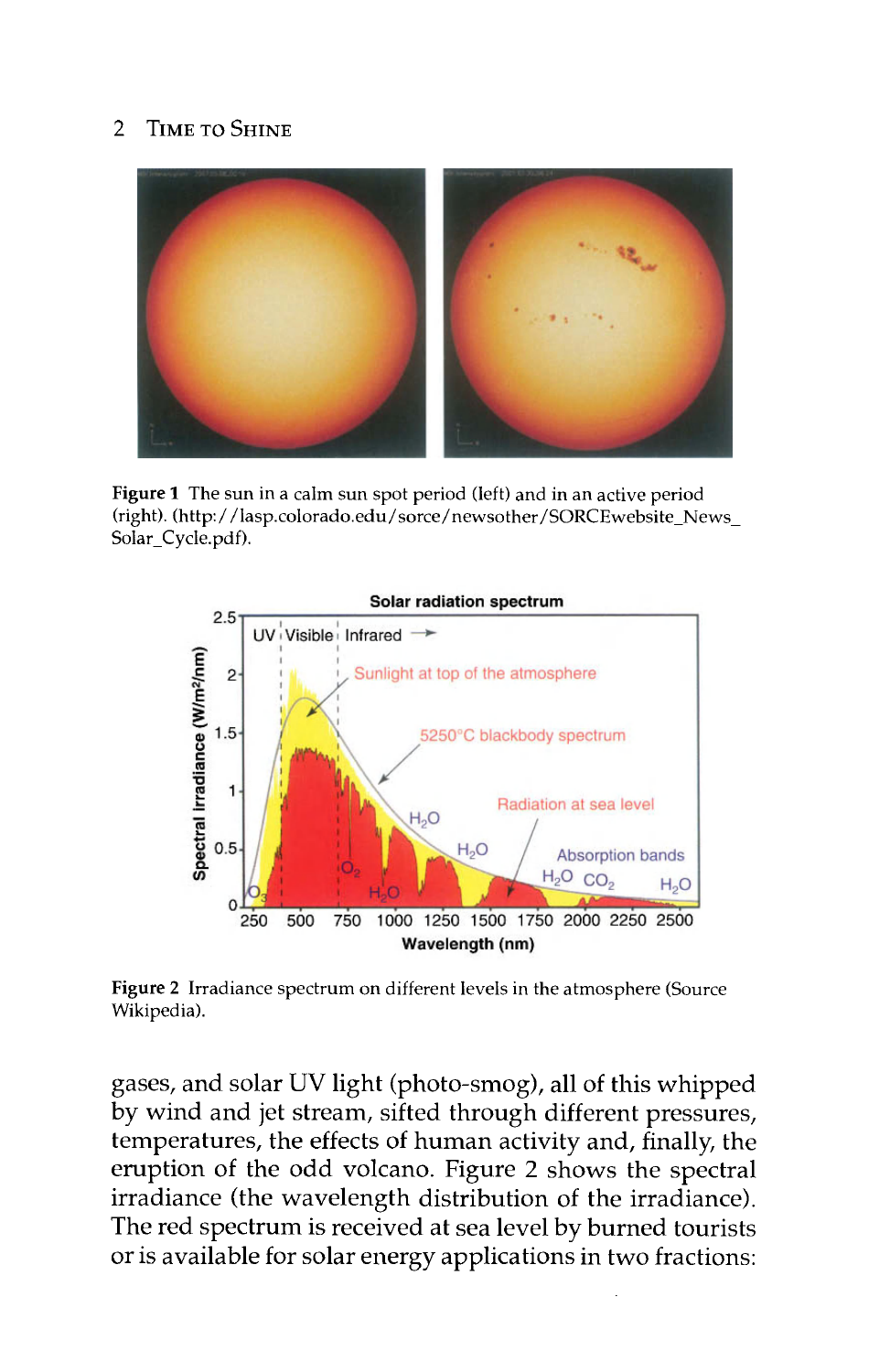**Figure 1** The sun in a calm sun spot period (left) and in an active period (right). (http://lasp.colorado.edu/sorce/newsother/SORCEwebsite_News_Solar_Cycle.pdf).

**Figure 2** Irradiance spectrum on different levels in the atmosphere (Source Wikipedia).

gases, and solar UV light (photo-smog), all of this whipped by wind and jet stream, sifted through different pressures, temperatures, the effects of human activity and, finally, the eruption of the odd volcano. Figure 2 shows the spectral irradiance (the wavelength distribution of the irradiance). The red spectrum is received at sea level by burned tourists or is available for solar energy applications in two fractions: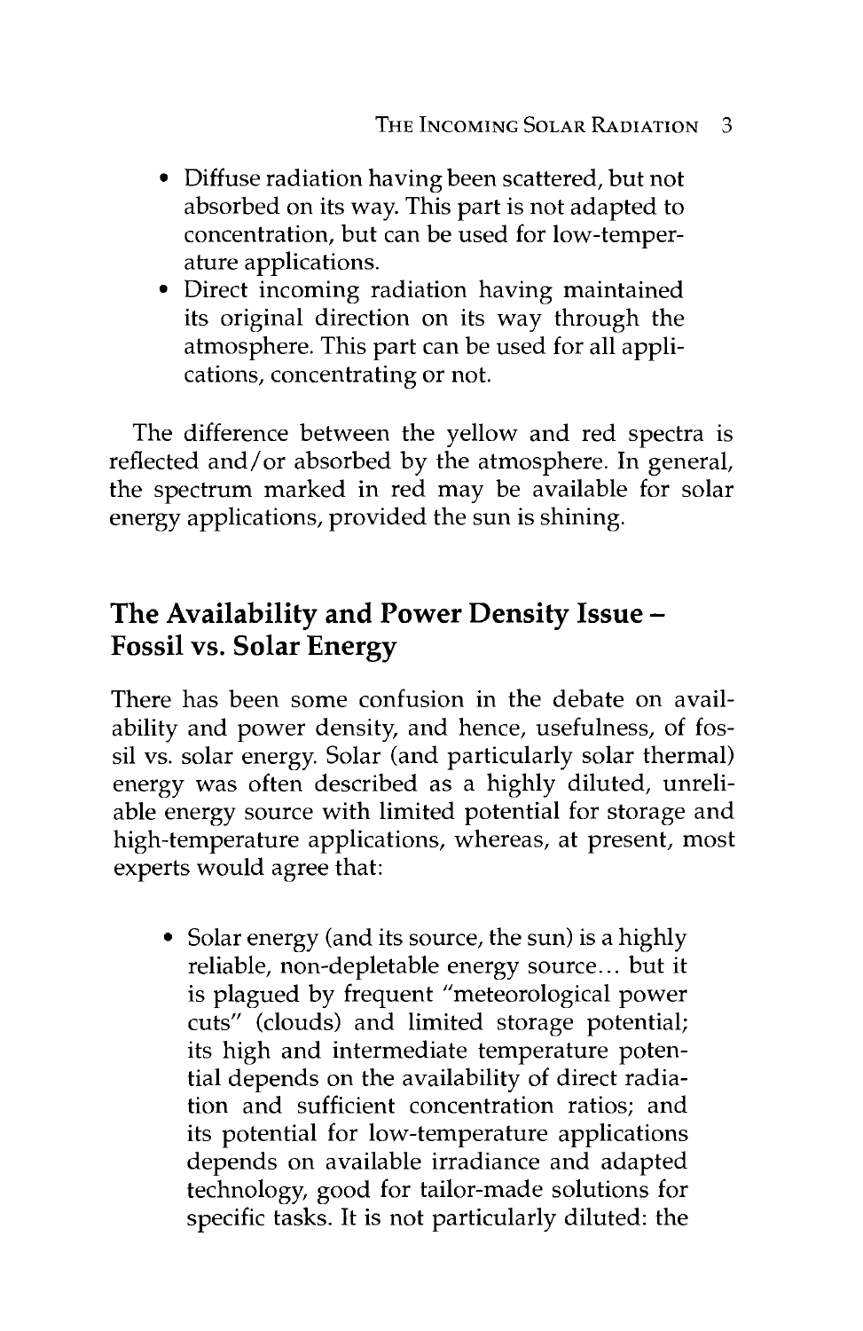- Diffuse radiation having been scattered, but not absorbed on its way. This part is not adapted to concentration, but can be used for low-temperature applications.
- Direct incoming radiation having maintained its original direction on its way through the atmosphere. This part can be used for all applications, concentrating or not.

The difference between the yellow and red spectra is reflected and/or absorbed by the atmosphere. In general, the spectrum marked in red may be available for solar energy applications, provided the sun is shining.

## The Availability and Power Density Issue – Fossil vs. Solar Energy

There has been some confusion in the debate on availability and power density, and hence, usefulness, of fossil vs. solar energy. Solar (and particularly solar thermal) energy was often described as a highly diluted, unreliable energy source with limited potential for storage and high-temperature applications, whereas, at present, most experts would agree that:

- Solar energy (and its source, the sun) is a highly reliable, non-depletable energy source... but it is plagued by frequent "meteorological power cuts" (clouds) and limited storage potential; its high and intermediate temperature potential depends on the availability of direct radiation and sufficient concentration ratios; and its potential for low-temperature applications depends on available irradiance and adapted technology, good for tailor-made solutions for specific tasks. It is not particularly diluted: the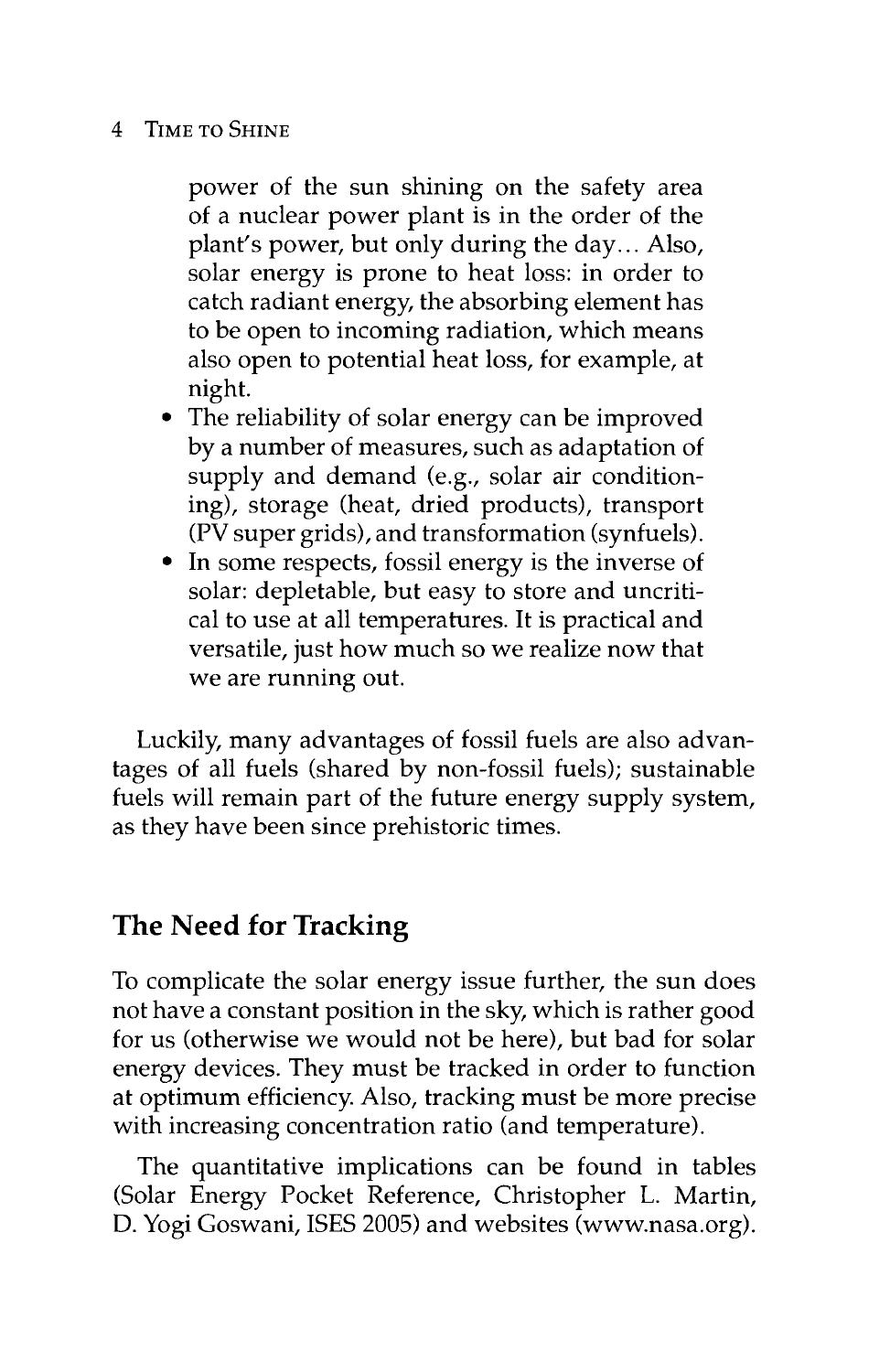power of the sun shining on the safety area of a nuclear power plant is in the order of the plant's power, but only during the day... Also, solar energy is prone to heat loss: in order to catch radiant energy, the absorbing element has to be open to incoming radiation, which means also open to potential heat loss, for example, at night.

- The reliability of solar energy can be improved by a number of measures, such as adaptation of supply and demand (e.g., solar air conditioning), storage (heat, dried products), transport (PV super grids), and transformation (synfuels).
- In some respects, fossil energy is the inverse of solar: depletable, but easy to store and uncritical to use at all temperatures. It is practical and versatile, just how much so we realize now that we are running out.

Luckily, many advantages of fossil fuels are also advantages of all fuels (shared by non-fossil fuels); sustainable fuels will remain part of the future energy supply system, as they have been since prehistoric times.

## The Need for Tracking

To complicate the solar energy issue further, the sun does not have a constant position in the sky, which is rather good for us (otherwise we would not be here), but bad for solar energy devices. They must be tracked in order to function at optimum efficiency. Also, tracking must be more precise with increasing concentration ratio (and temperature).

The quantitative implications can be found in tables (Solar Energy Pocket Reference, Christopher L. Martin, D. Yogi Goswani, ISES 2005) and websites (www.nasa.org).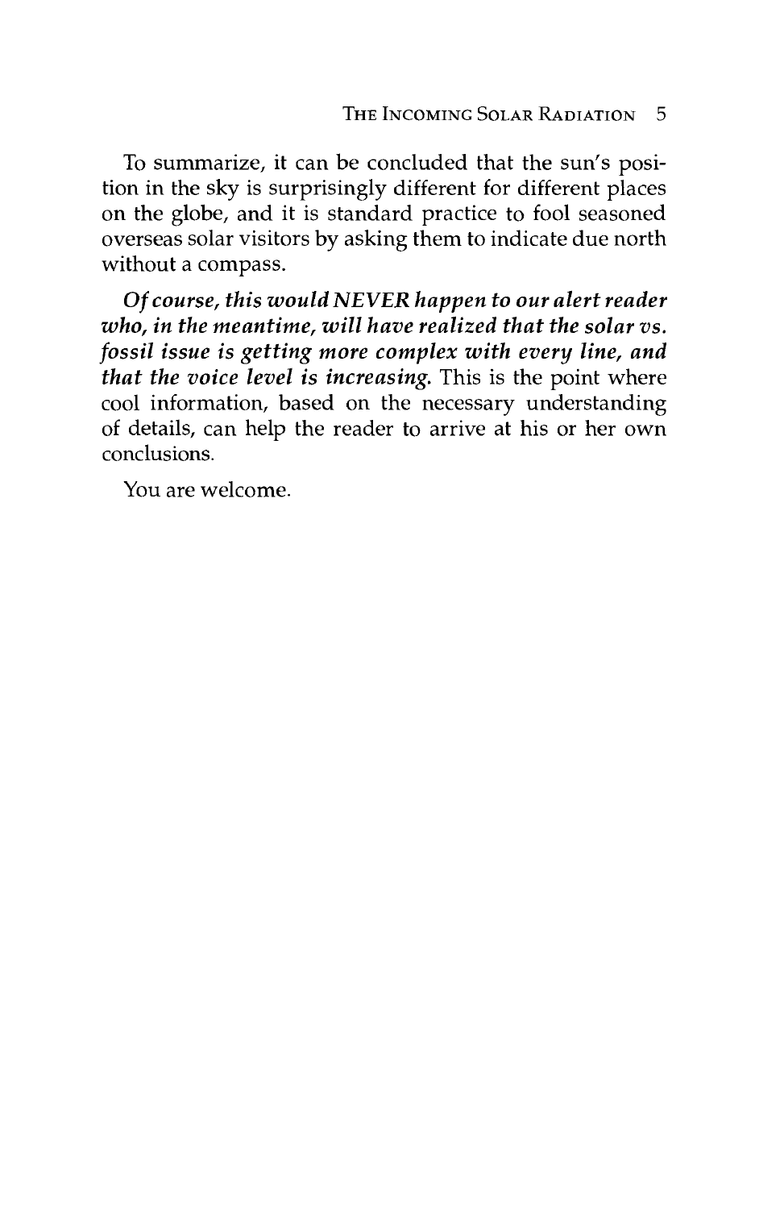To summarize, it can be concluded that the sun's position in the sky is surprisingly different for different places on the globe, and it is standard practice to fool seasoned overseas solar visitors by asking them to indicate due north without a compass.

***Of course, this would NEVER happen to our alert reader who, in the meantime, will have realized that the solar vs. fossil issue is getting more complex with every line, and that the voice level is increasing.*** This is the point where cool information, based on the necessary understanding of details, can help the reader to arrive at his or her own conclusions.

You are welcome.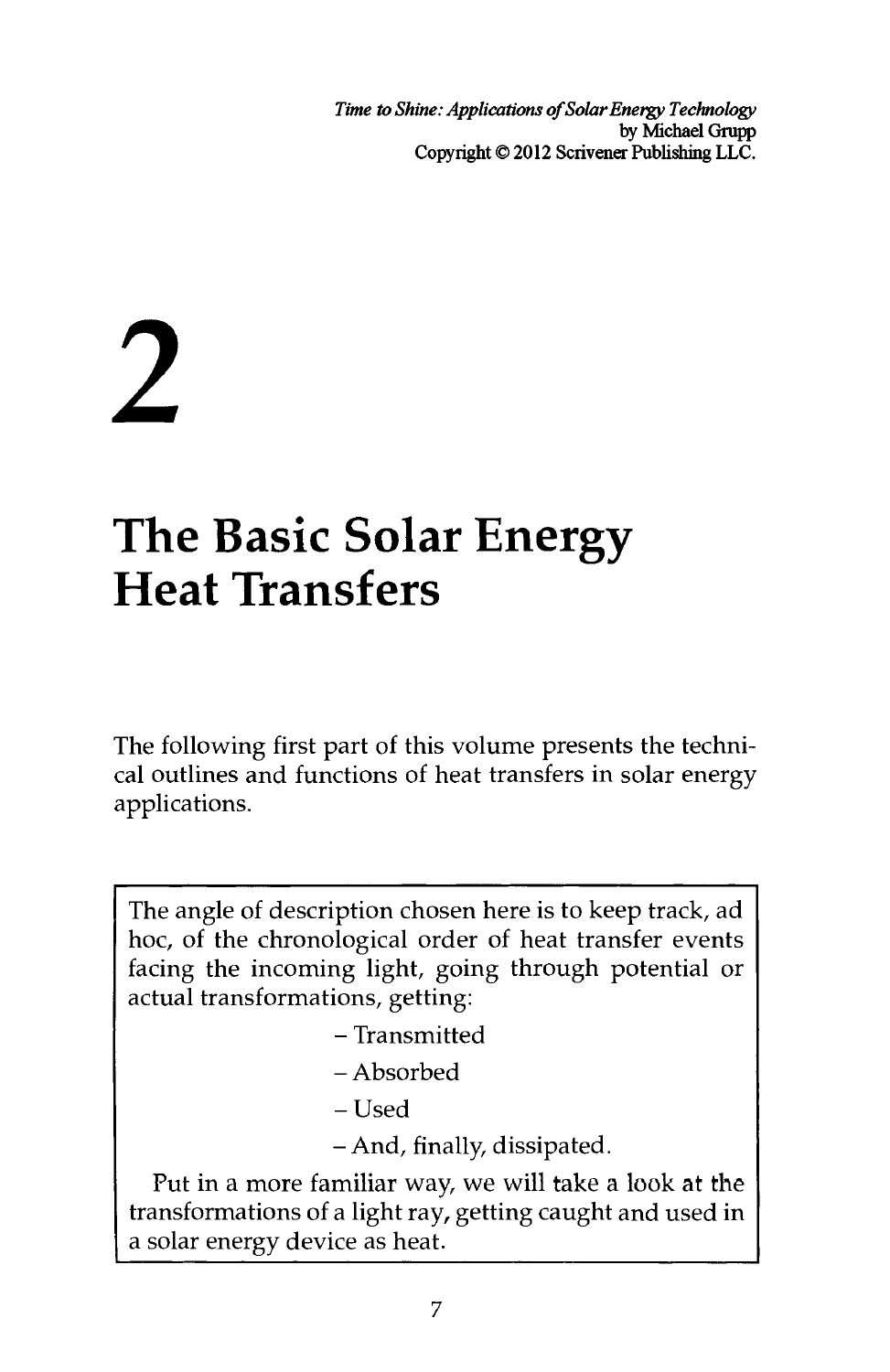*Time to Shine: Applications of Solar Energy Technology*
by Michael Grupp
Copyright © 2012 Scrivener Publishing LLC.

# 2

# The Basic Solar Energy Heat Transfers

The following first part of this volume presents the technical outlines and functions of heat transfers in solar energy applications.

> The angle of description chosen here is to keep track, ad hoc, of the chronological order of heat transfer events facing the incoming light, going through potential or actual transformations, getting:
>
> – Transmitted
>
> – Absorbed
>
> – Used
>
> – And, finally, dissipated.
>
> Put in a more familiar way, we will take a look at the transformations of a light ray, getting caught and used in a solar energy device as heat.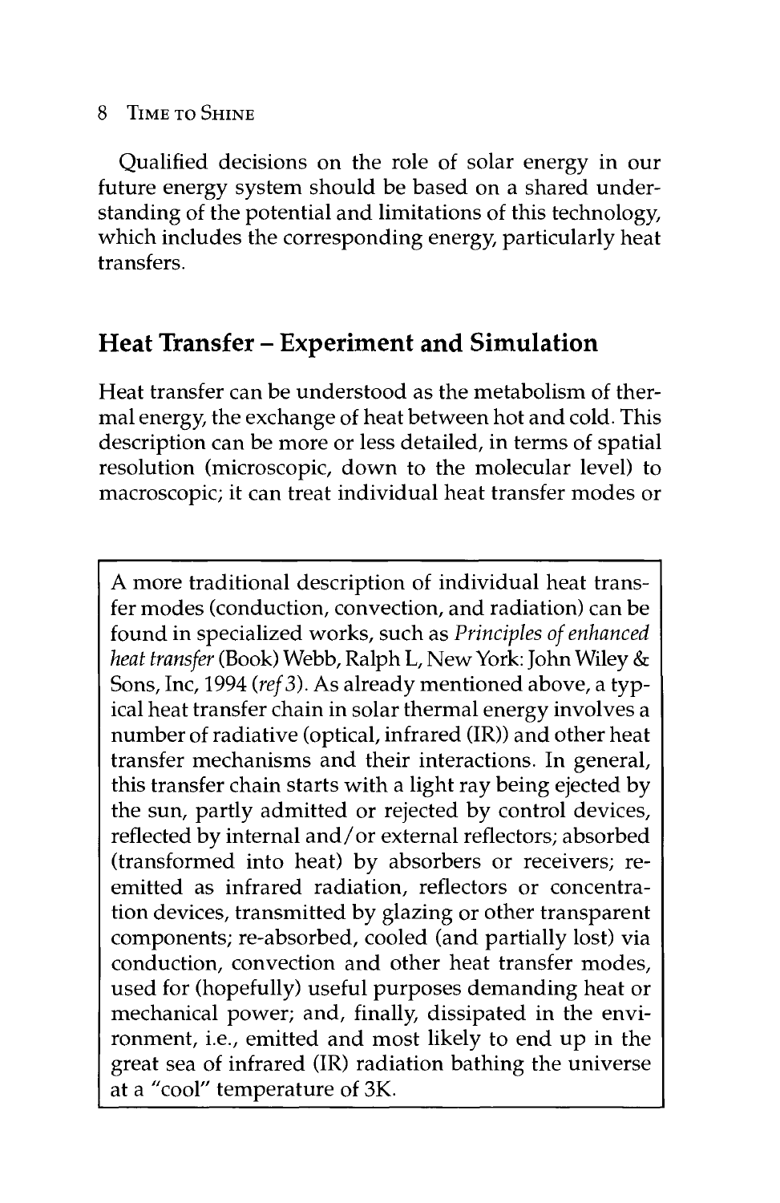Qualified decisions on the role of solar energy in our future energy system should be based on a shared understanding of the potential and limitations of this technology, which includes the corresponding energy, particularly heat transfers.

## Heat Transfer – Experiment and Simulation

Heat transfer can be understood as the metabolism of thermal energy, the exchange of heat between hot and cold. This description can be more or less detailed, in terms of spatial resolution (microscopic, down to the molecular level) to macroscopic; it can treat individual heat transfer modes or

> A more traditional description of individual heat transfer modes (conduction, convection, and radiation) can be found in specialized works, such as *Principles of enhanced heat transfer* (Book) Webb, Ralph L, New York: John Wiley & Sons, Inc, 1994 (*ref 3*). As already mentioned above, a typical heat transfer chain in solar thermal energy involves a number of radiative (optical, infrared (IR)) and other heat transfer mechanisms and their interactions. In general, this transfer chain starts with a light ray being ejected by the sun, partly admitted or rejected by control devices, reflected by internal and/or external reflectors; absorbed (transformed into heat) by absorbers or receivers; re-emitted as infrared radiation, reflectors or concentration devices, transmitted by glazing or other transparent components; re-absorbed, cooled (and partially lost) via conduction, convection and other heat transfer modes, used for (hopefully) useful purposes demanding heat or mechanical power; and, finally, dissipated in the environment, i.e., emitted and most likely to end up in the great sea of infrared (IR) radiation bathing the universe at a "cool" temperature of 3K.